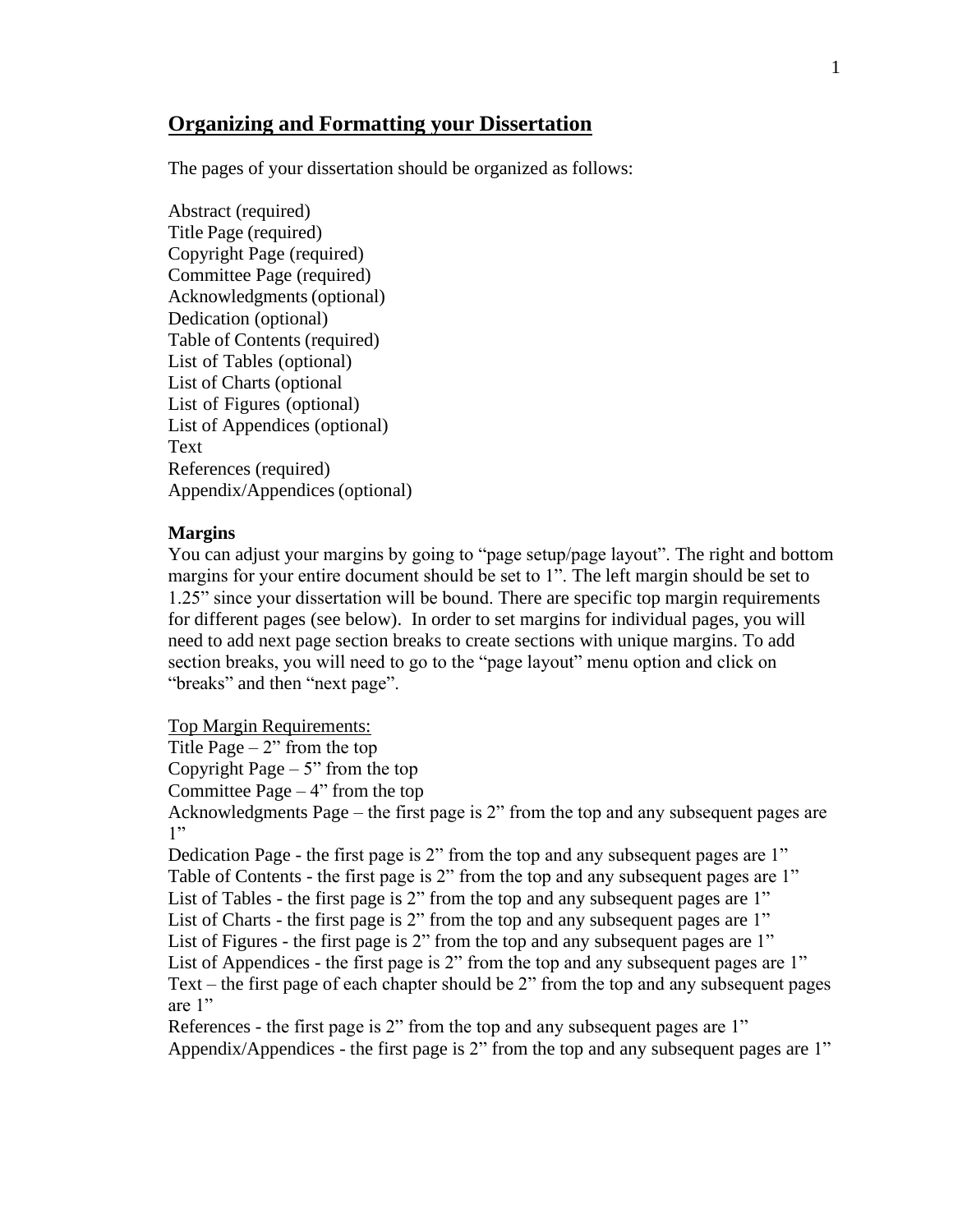# Organizing and Formatting your Dissertation

The pages of your dissertation should be organized as follows:

Abstract (required)
Title Page (required)
Copyright Page (required)
Committee Page (required)
Acknowledgments (optional)
Dedication (optional)
Table of Contents (required)
List of Tables (optional)
List of Charts (optional
List of Figures (optional)
List of Appendices (optional)
Text
References (required)
Appendix/Appendices (optional)

**Margins**

You can adjust your margins by going to "page setup/page layout". The right and bottom margins for your entire document should be set to 1". The left margin should be set to 1.25" since your dissertation will be bound. There are specific top margin requirements for different pages (see below). In order to set margins for individual pages, you will need to add next page section breaks to create sections with unique margins. To add section breaks, you will need to go to the "page layout" menu option and click on "breaks" and then "next page".

<u>Top Margin Requirements:</u>

Title Page – 2" from the top
Copyright Page – 5" from the top
Committee Page – 4" from the top
Acknowledgments Page – the first page is 2" from the top and any subsequent pages are 1"
Dedication Page - the first page is 2" from the top and any subsequent pages are 1"
Table of Contents - the first page is 2" from the top and any subsequent pages are 1"
List of Tables - the first page is 2" from the top and any subsequent pages are 1"
List of Charts - the first page is 2" from the top and any subsequent pages are 1"
List of Figures - the first page is 2" from the top and any subsequent pages are 1"
List of Appendices - the first page is 2" from the top and any subsequent pages are 1"
Text – the first page of each chapter should be 2" from the top and any subsequent pages are 1"
References - the first page is 2" from the top and any subsequent pages are 1"
Appendix/Appendices - the first page is 2" from the top and any subsequent pages are 1"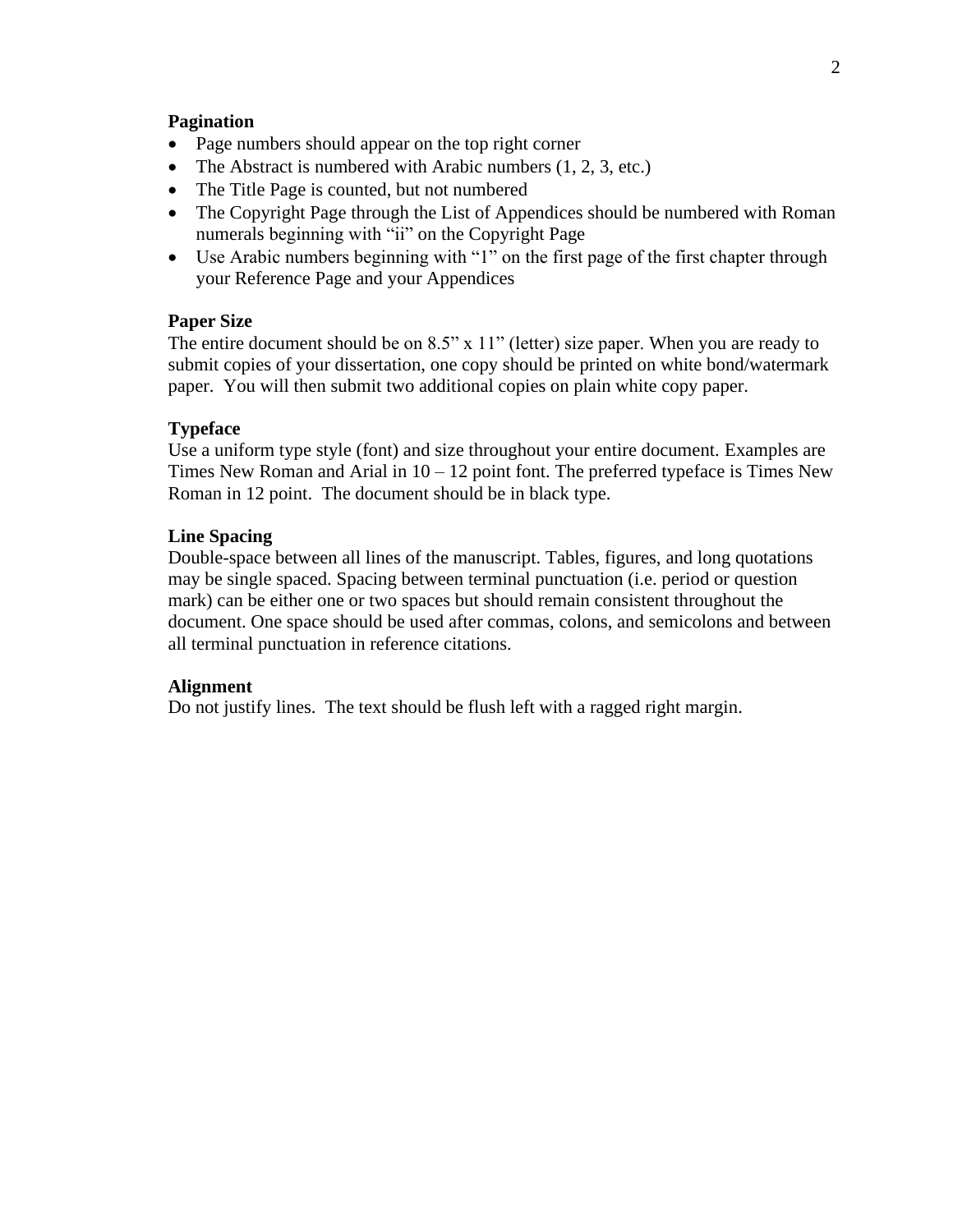**Pagination**

- Page numbers should appear on the top right corner
- The Abstract is numbered with Arabic numbers (1, 2, 3, etc.)
- The Title Page is counted, but not numbered
- The Copyright Page through the List of Appendices should be numbered with Roman numerals beginning with "ii" on the Copyright Page
- Use Arabic numbers beginning with "1" on the first page of the first chapter through your Reference Page and your Appendices

**Paper Size**

The entire document should be on 8.5" x 11" (letter) size paper. When you are ready to submit copies of your dissertation, one copy should be printed on white bond/watermark paper.  You will then submit two additional copies on plain white copy paper.

**Typeface**

Use a uniform type style (font) and size throughout your entire document. Examples are Times New Roman and Arial in 10 – 12 point font. The preferred typeface is Times New Roman in 12 point.  The document should be in black type.

**Line Spacing**

Double-space between all lines of the manuscript. Tables, figures, and long quotations may be single spaced. Spacing between terminal punctuation (i.e. period or question mark) can be either one or two spaces but should remain consistent throughout the document. One space should be used after commas, colons, and semicolons and between all terminal punctuation in reference citations.

**Alignment**

Do not justify lines.  The text should be flush left with a ragged right margin.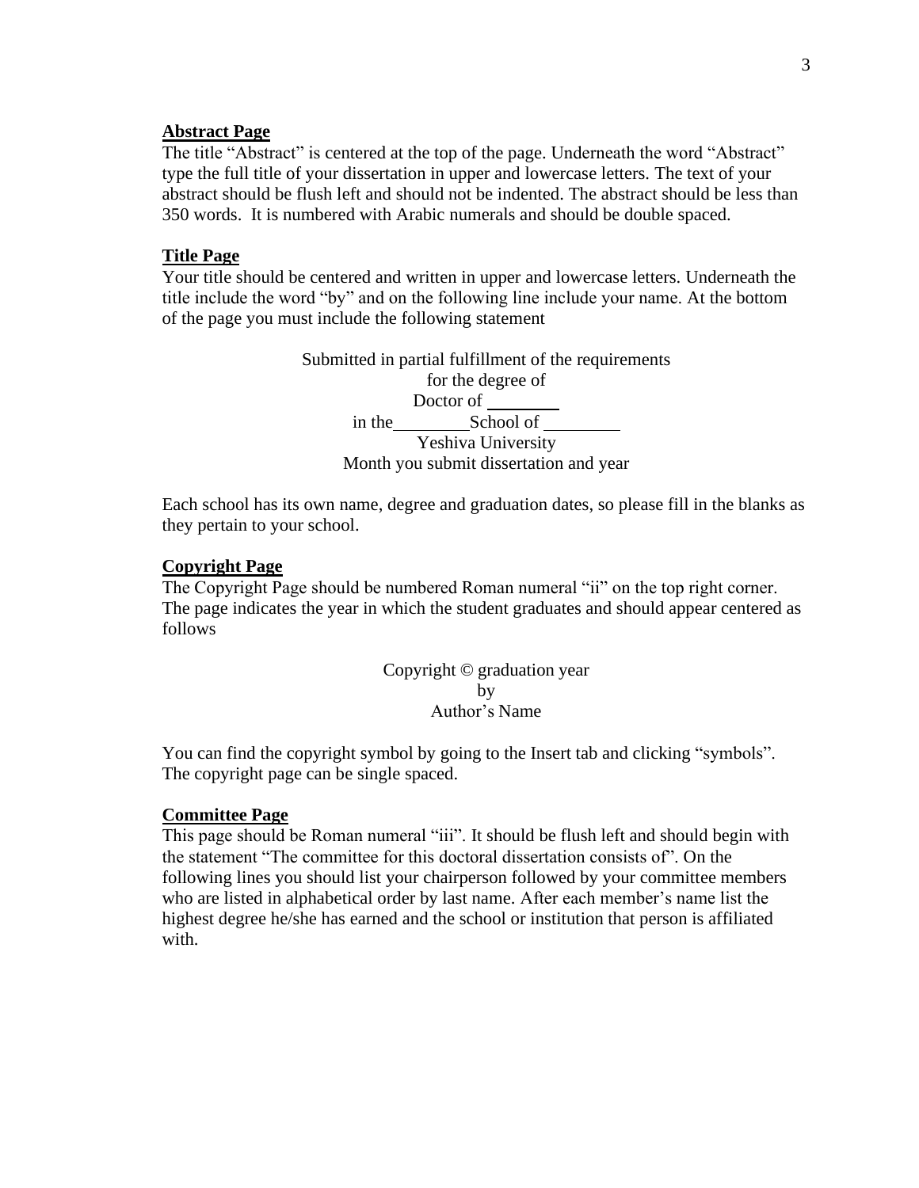**Abstract Page**

The title "Abstract" is centered at the top of the page. Underneath the word "Abstract" type the full title of your dissertation in upper and lowercase letters. The text of your abstract should be flush left and should not be indented. The abstract should be less than 350 words. It is numbered with Arabic numerals and should be double spaced.

**Title Page**

Your title should be centered and written in upper and lowercase letters. Underneath the title include the word "by" and on the following line include your name. At the bottom of the page you must include the following statement

<center>
Submitted in partial fulfillment of the requirements<br>
for the degree of<br>
Doctor of ________<br>
in the________School of ________<br>
Yeshiva University<br>
Month you submit dissertation and year
</center>

Each school has its own name, degree and graduation dates, so please fill in the blanks as they pertain to your school.

**Copyright Page**

The Copyright Page should be numbered Roman numeral "ii" on the top right corner. The page indicates the year in which the student graduates and should appear centered as follows

<center>
Copyright © graduation year<br>
by<br>
Author's Name
</center>

You can find the copyright symbol by going to the Insert tab and clicking "symbols". The copyright page can be single spaced.

**Committee Page**

This page should be Roman numeral "iii". It should be flush left and should begin with the statement "The committee for this doctoral dissertation consists of". On the following lines you should list your chairperson followed by your committee members who are listed in alphabetical order by last name. After each member's name list the highest degree he/she has earned and the school or institution that person is affiliated with.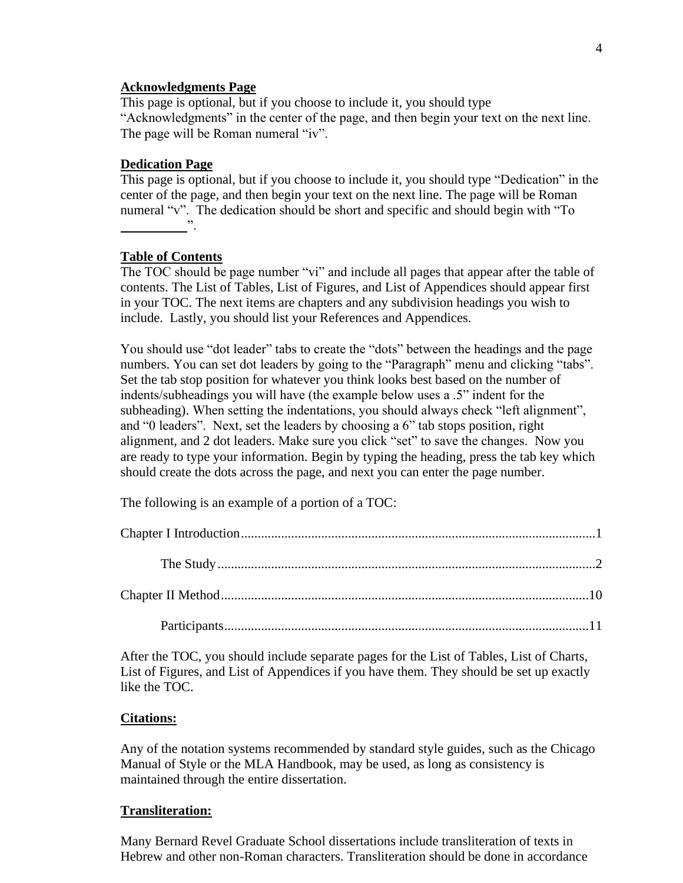**Acknowledgments Page**

This page is optional, but if you choose to include it, you should type "Acknowledgments" in the center of the page, and then begin your text on the next line. The page will be Roman numeral "iv".

**Dedication Page**

This page is optional, but if you choose to include it, you should type "Dedication" in the center of the page, and then begin your text on the next line. The page will be Roman numeral "v". The dedication should be short and specific and should begin with "To __________".

**Table of Contents**

The TOC should be page number "vi" and include all pages that appear after the table of contents. The List of Tables, List of Figures, and List of Appendices should appear first in your TOC. The next items are chapters and any subdivision headings you wish to include. Lastly, you should list your References and Appendices.

You should use "dot leader" tabs to create the "dots" between the headings and the page numbers. You can set dot leaders by going to the "Paragraph" menu and clicking "tabs". Set the tab stop position for whatever you think looks best based on the number of indents/subheadings you will have (the example below uses a .5" indent for the subheading). When setting the indentations, you should always check "left alignment", and "0 leaders". Next, set the leaders by choosing a 6" tab stops position, right alignment, and 2 dot leaders. Make sure you click "set" to save the changes. Now you are ready to type your information. Begin by typing the heading, press the tab key which should create the dots across the page, and next you can enter the page number.

The following is an example of a portion of a TOC:

Chapter I Introduction.........................................................................................................1

        The Study.................................................................................................................2

Chapter II Method.............................................................................................................10

        Participants.............................................................................................................11

After the TOC, you should include separate pages for the List of Tables, List of Charts, List of Figures, and List of Appendices if you have them. They should be set up exactly like the TOC.

**Citations:**

Any of the notation systems recommended by standard style guides, such as the Chicago Manual of Style or the MLA Handbook, may be used, as long as consistency is maintained through the entire dissertation.

**Transliteration:**

Many Bernard Revel Graduate School dissertations include transliteration of texts in Hebrew and other non-Roman characters. Transliteration should be done in accordance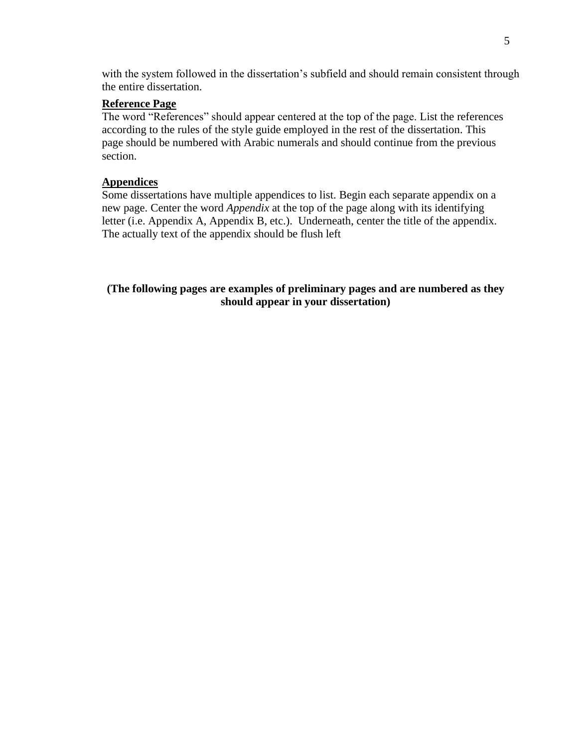with the system followed in the dissertation's subfield and should remain consistent through the entire dissertation.

**<u>Reference Page</u>**

The word "References" should appear centered at the top of the page. List the references according to the rules of the style guide employed in the rest of the dissertation. This page should be numbered with Arabic numerals and should continue from the previous section.

**<u>Appendices</u>**

Some dissertations have multiple appendices to list. Begin each separate appendix on a new page. Center the word *Appendix* at the top of the page along with its identifying letter (i.e. Appendix A, Appendix B, etc.). Underneath, center the title of the appendix. The actually text of the appendix should be flush left

**(The following pages are examples of preliminary pages and are numbered as they should appear in your dissertation)**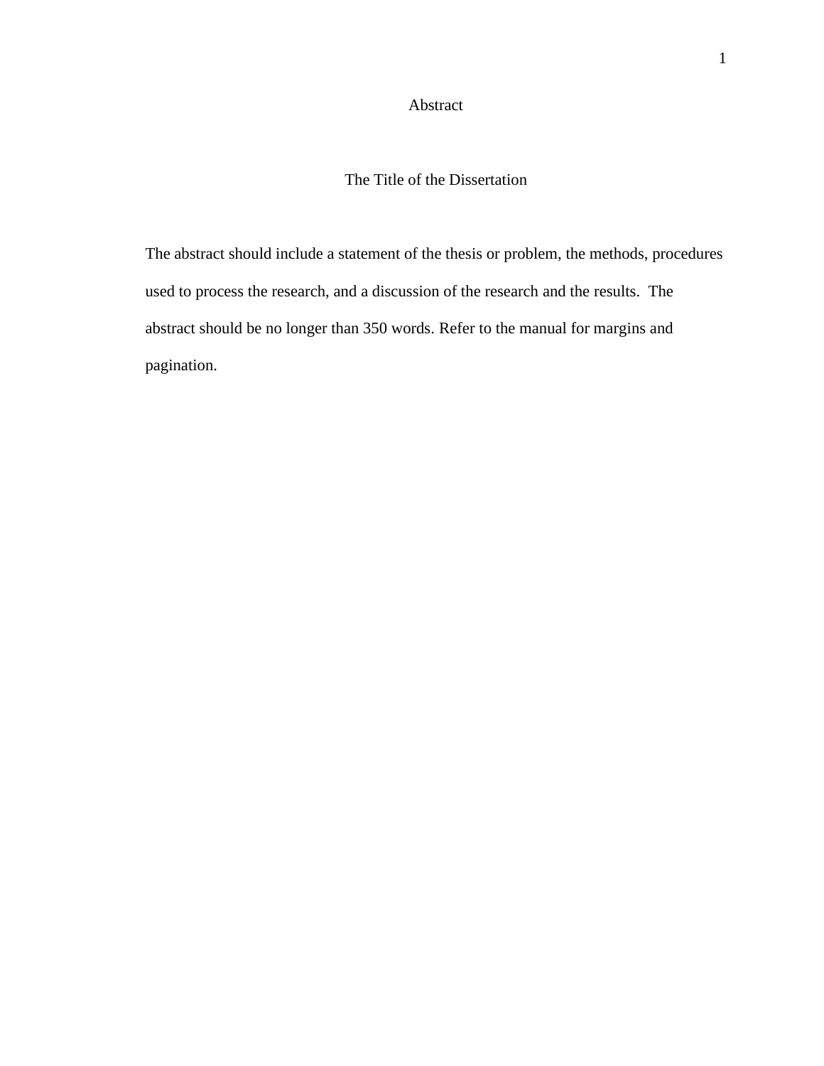# Abstract

## The Title of the Dissertation

The abstract should include a statement of the thesis or problem, the methods, procedures used to process the research, and a discussion of the research and the results.  The abstract should be no longer than 350 words. Refer to the manual for margins and pagination.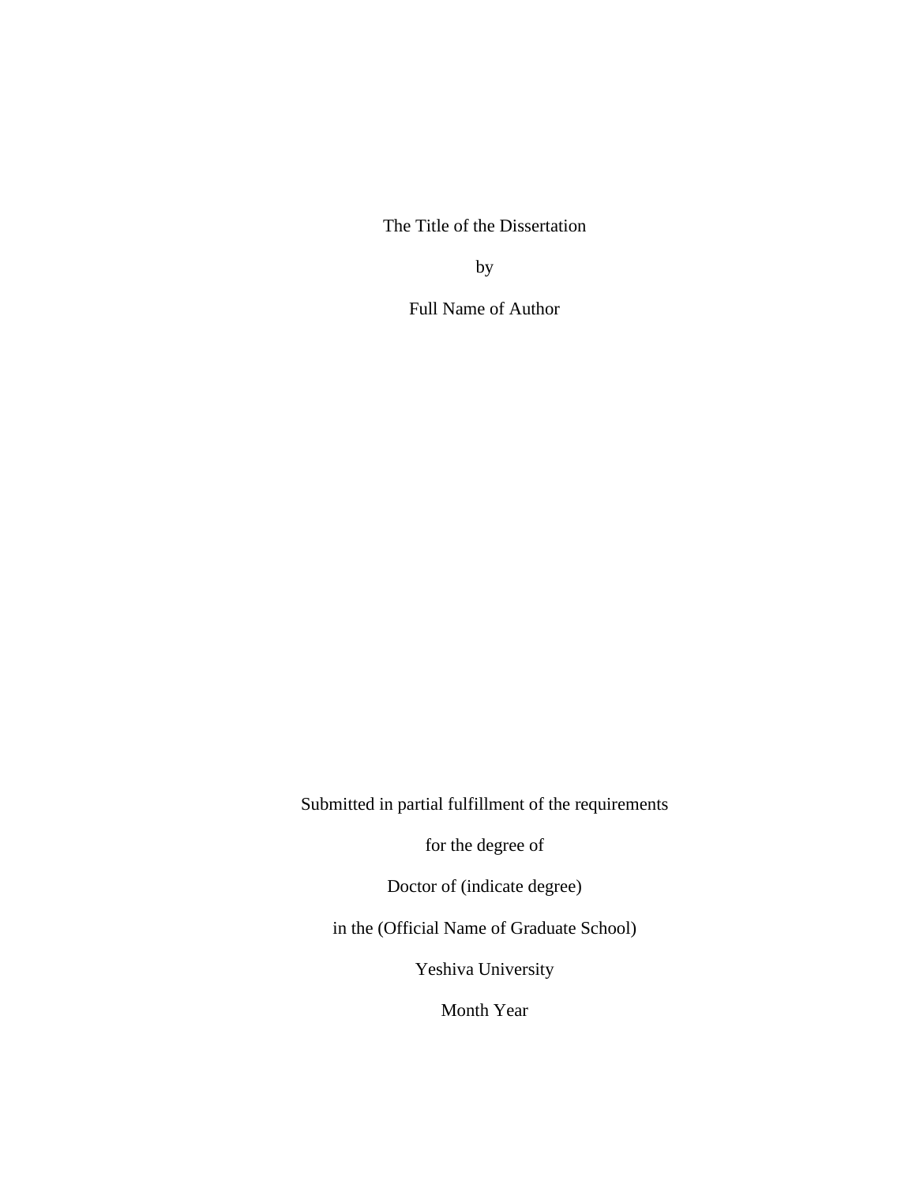The Title of the Dissertation

by

Full Name of Author

Submitted in partial fulfillment of the requirements

for the degree of

Doctor of (indicate degree)

in the (Official Name of Graduate School)

Yeshiva University

Month Year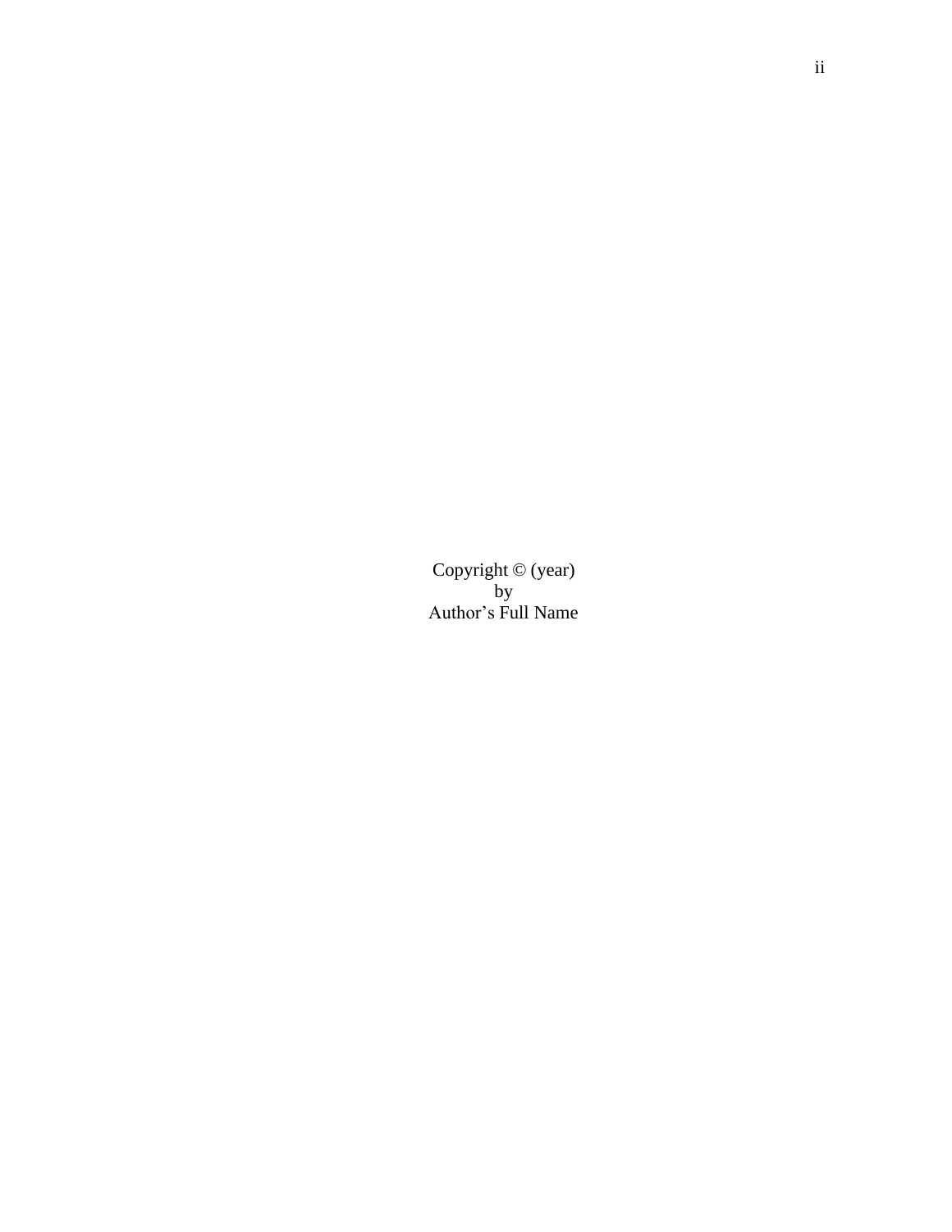Copyright © (year)
by
Author’s Full Name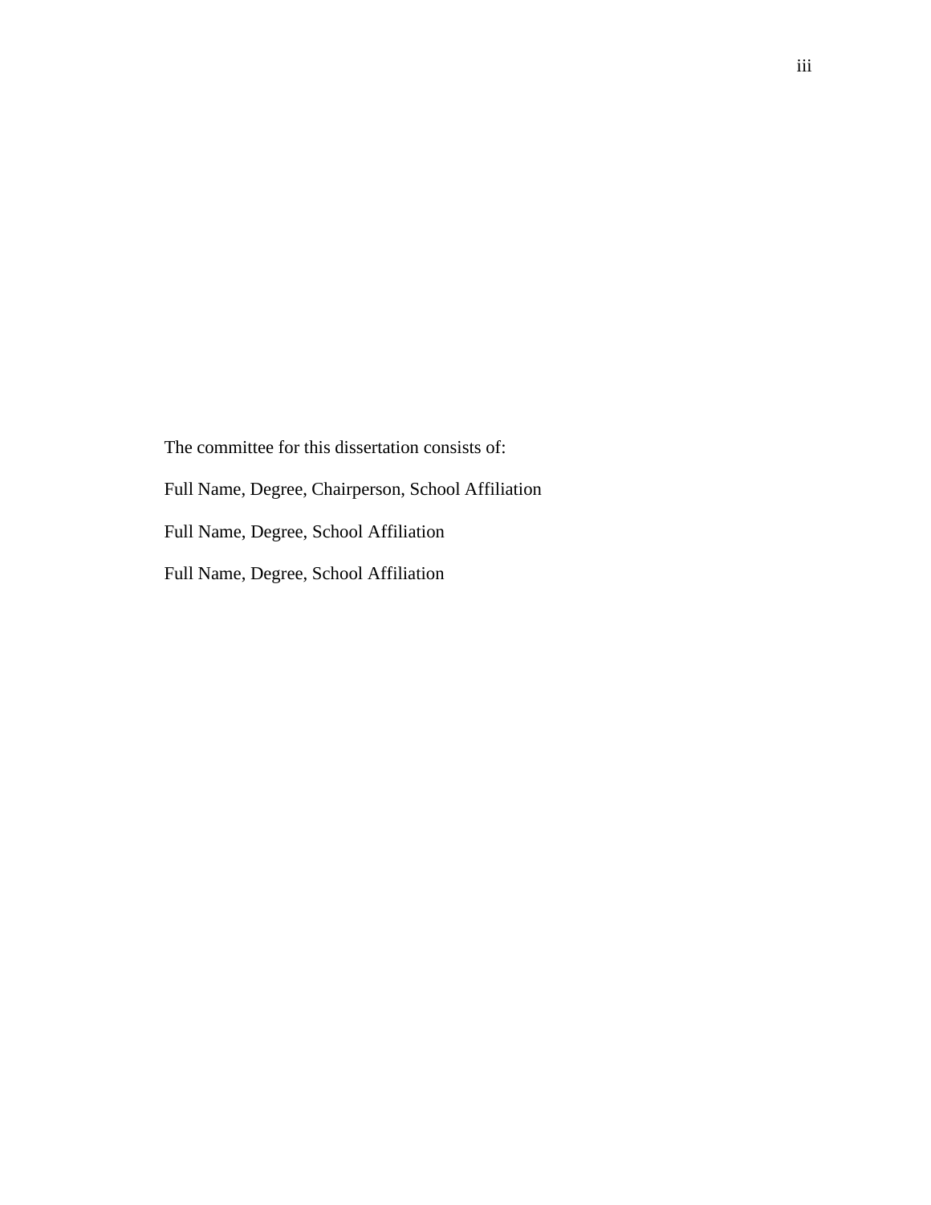The committee for this dissertation consists of:

Full Name, Degree, Chairperson, School Affiliation

Full Name, Degree, School Affiliation

Full Name, Degree, School Affiliation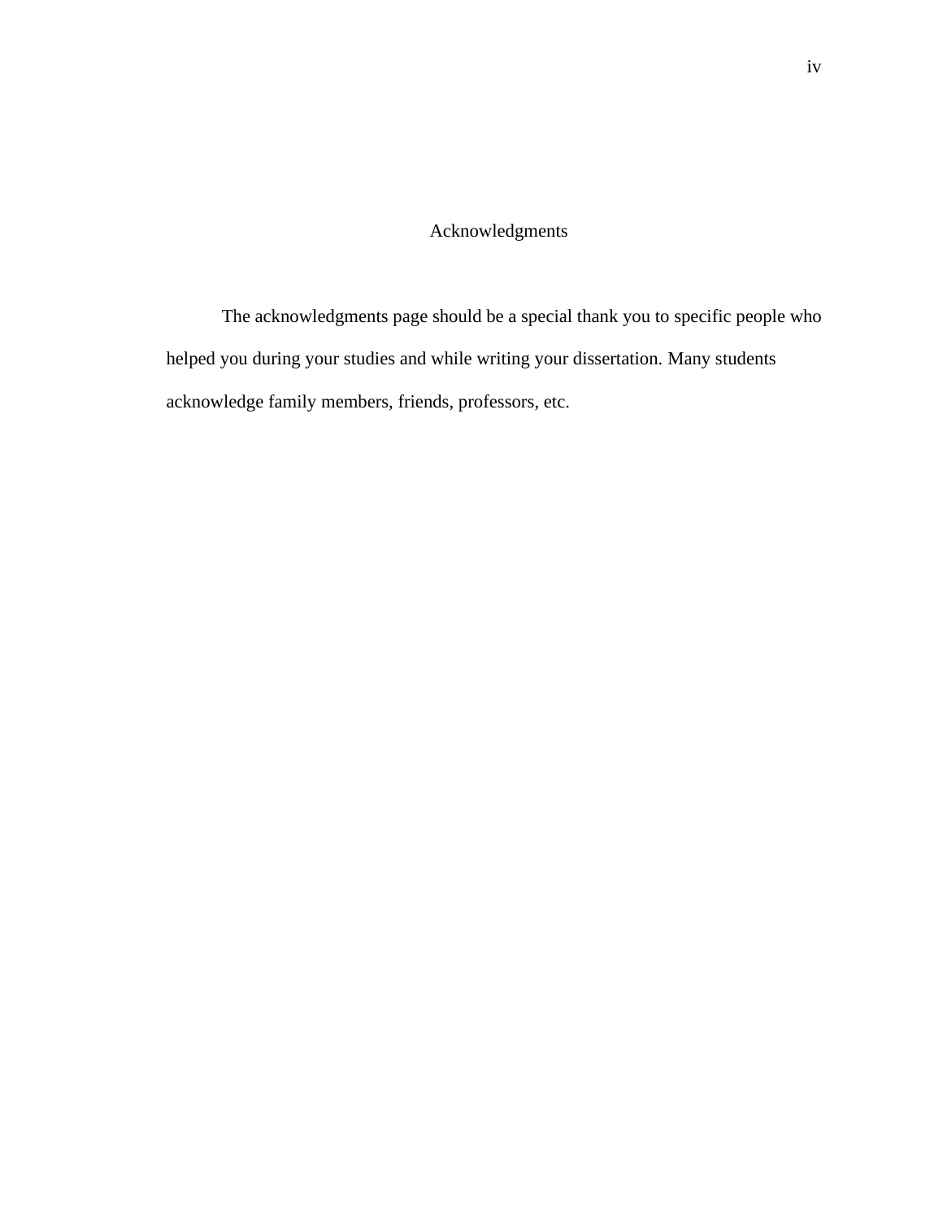# Acknowledgments

The acknowledgments page should be a special thank you to specific people who helped you during your studies and while writing your dissertation. Many students acknowledge family members, friends, professors, etc.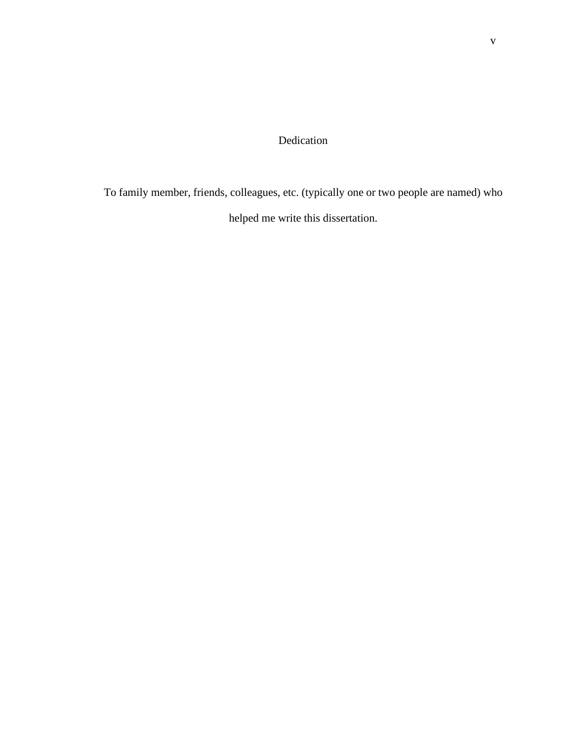# Dedication

To family member, friends, colleagues, etc. (typically one or two people are named) who helped me write this dissertation.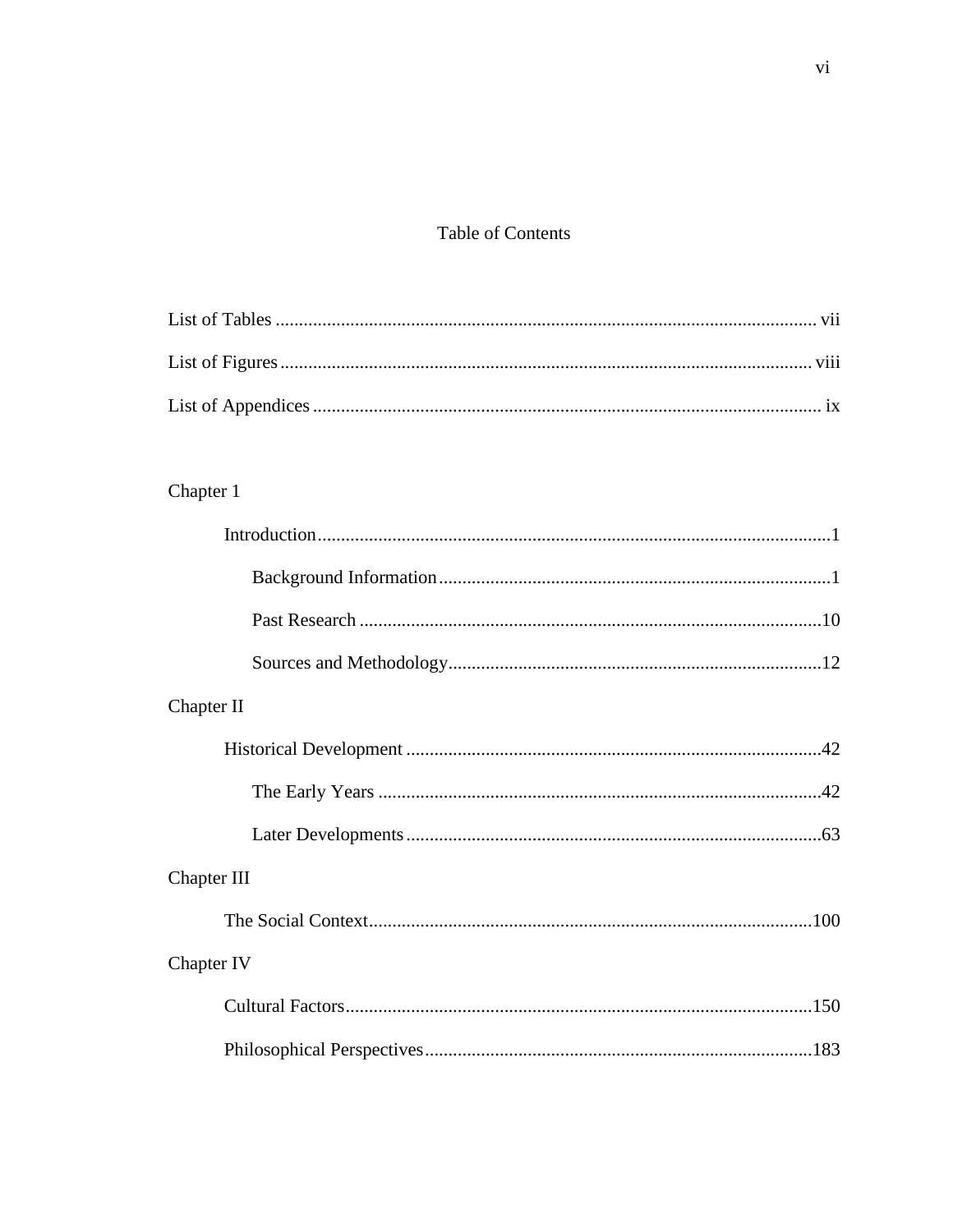# Table of Contents

List of Tables ........................................................................................................ vii

List of Figures ....................................................................................................... viii

List of Appendices .................................................................................................. ix

Chapter 1

Introduction .............................................................................................................1

Background Information ....................................................................................1

Past Research ...................................................................................................10

Sources and Methodology ................................................................................12

Chapter II

Historical Development .........................................................................................42

The Early Years ...............................................................................................42

Later Developments .........................................................................................63

Chapter III

The Social Context ...............................................................................................100

Chapter IV

Cultural Factors ....................................................................................................150

Philosophical Perspectives ...................................................................................183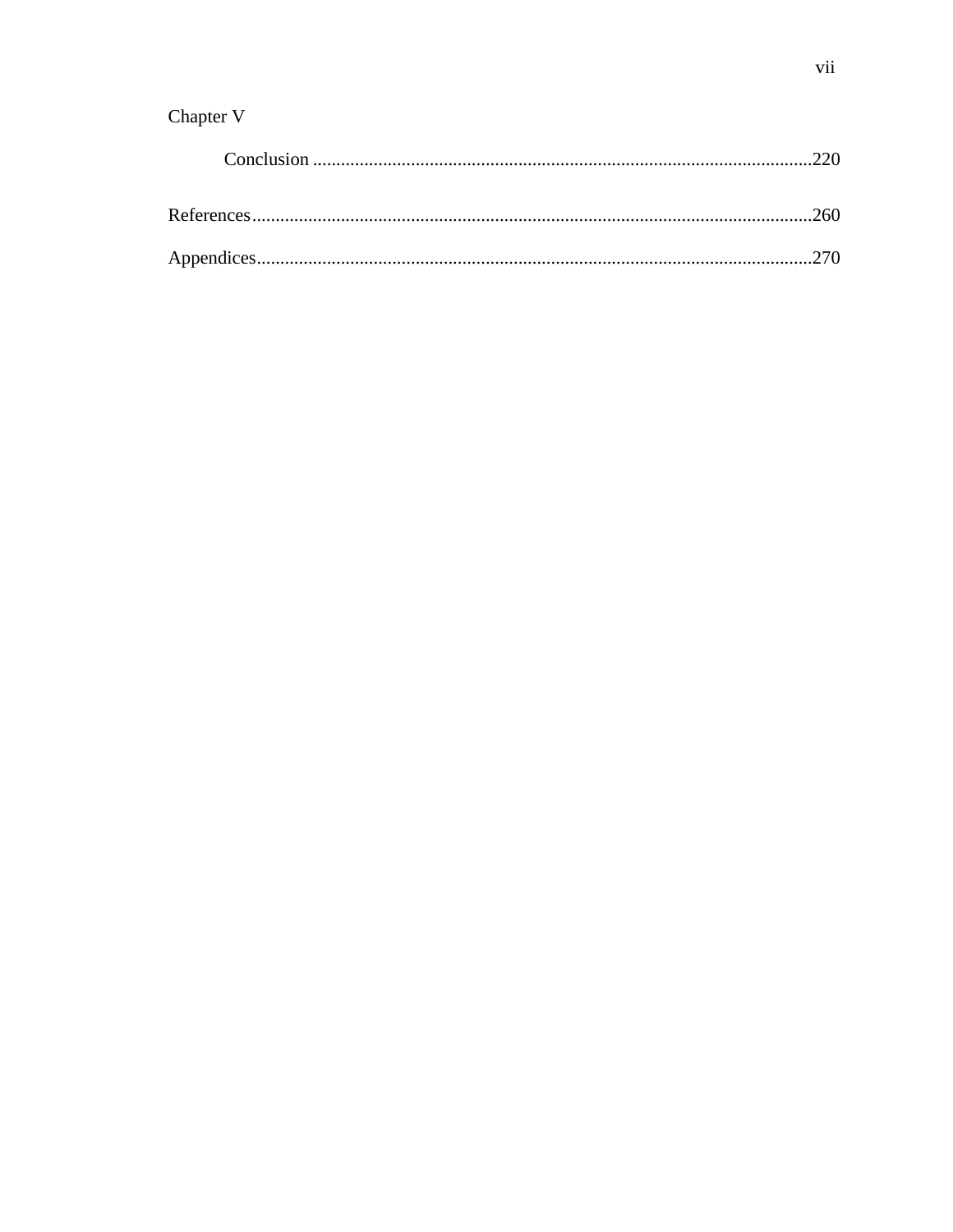Chapter V

Conclusion ..........................................................................................................220

References.......................................................................................................................260

Appendices......................................................................................................................270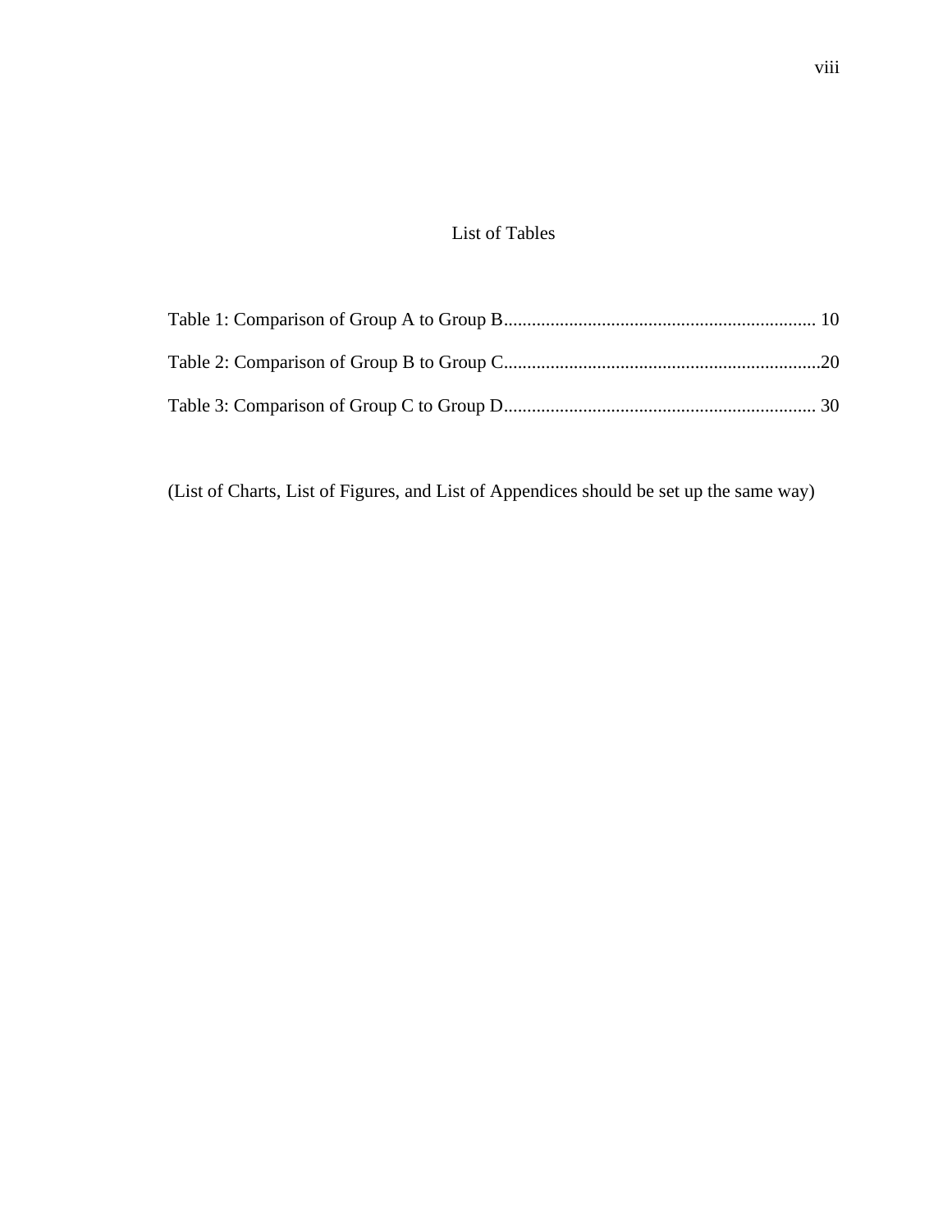# List of Tables

Table 1: Comparison of Group A to Group B................................................................... 10

Table 2: Comparison of Group B to Group C....................................................................20

Table 3: Comparison of Group C to Group D................................................................... 30

(List of Charts, List of Figures, and List of Appendices should be set up the same way)